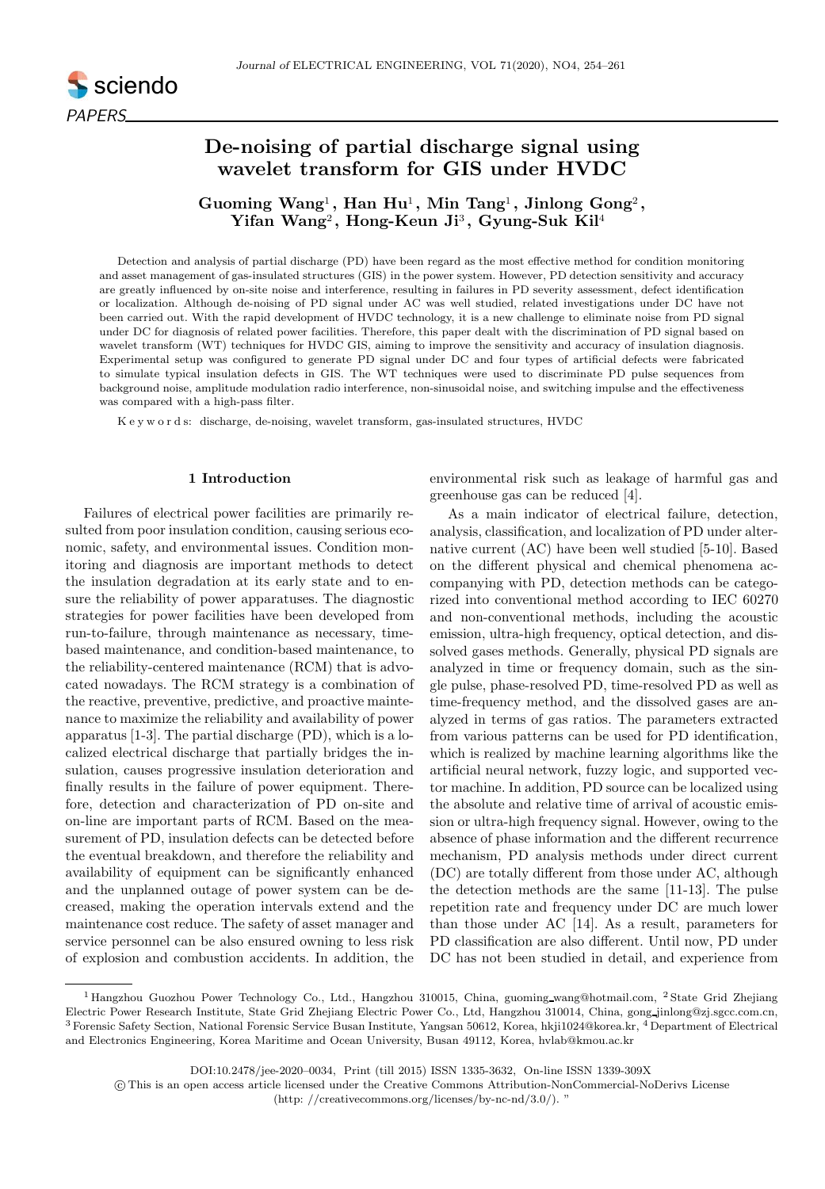# De-noising of partial discharge signal using wavelet transform for GIS under HVDC

**Guoming Wang[1], Han Hu[1], Min Tang[1], Jinlong Gong[2], Yifan Wang[2], Hong-Keun Ji[3], Gyung-Suk Kil[4]**

Detection and analysis of partial discharge (PD) have been regard as the most effective method for condition monitoring and asset management of gas-insulated structures (GIS) in the power system. However, PD detection sensitivity and accuracy are greatly influenced by on-site noise and interference, resulting in failures in PD severity assessment, defect identification or localization. Although de-noising of PD signal under AC was well studied, related investigations under DC have not been carried out. With the rapid development of HVDC technology, it is a new challenge to eliminate noise from PD signal under DC for diagnosis of related power facilities. Therefore, this paper dealt with the discrimination of PD signal based on wavelet transform (WT) techniques for HVDC GIS, aiming to improve the sensitivity and accuracy of insulation diagnosis. Experimental setup was configured to generate PD signal under DC and four types of artificial defects were fabricated to simulate typical insulation defects in GIS. The WT techniques were used to discriminate PD pulse sequences from background noise, amplitude modulation radio interference, non-sinusoidal noise, and switching impulse and the effectiveness was compared with a high-pass filter.

K e y w o r d s: discharge, de-noising, wavelet transform, gas-insulated structures, HVDC

## 1 Introduction

Failures of electrical power facilities are primarily resulted from poor insulation condition, causing serious economic, safety, and environmental issues. Condition monitoring and diagnosis are important methods to detect the insulation degradation at its early state and to ensure the reliability of power apparatuses. The diagnostic strategies for power facilities have been developed from run-to-failure, through maintenance as necessary, time-based maintenance, and condition-based maintenance, to the reliability-centered maintenance (RCM) that is advocated nowadays. The RCM strategy is a combination of the reactive, preventive, predictive, and proactive maintenance to maximize the reliability and availability of power apparatus [1-3]. The partial discharge (PD), which is a localized electrical discharge that partially bridges the insulation, causes progressive insulation deterioration and finally results in the failure of power equipment. Therefore, detection and characterization of PD on-site and on-line are important parts of RCM. Based on the measurement of PD, insulation defects can be detected before the eventual breakdown, and therefore the reliability and availability of equipment can be significantly enhanced and the unplanned outage of power system can be decreased, making the operation intervals extend and the maintenance cost reduce. The safety of asset manager and service personnel can be also ensured owning to less risk of explosion and combustion accidents. In addition, the environmental risk such as leakage of harmful gas and greenhouse gas can be reduced [4].

As a main indicator of electrical failure, detection, analysis, classification, and localization of PD under alternative current (AC) have been well studied [5-10]. Based on the different physical and chemical phenomena accompanying with PD, detection methods can be categorized into conventional method according to IEC 60270 and non-conventional methods, including the acoustic emission, ultra-high frequency, optical detection, and dissolved gases methods. Generally, physical PD signals are analyzed in time or frequency domain, such as the single pulse, phase-resolved PD, time-resolved PD as well as time-frequency method, and the dissolved gases are analyzed in terms of gas ratios. The parameters extracted from various patterns can be used for PD identification, which is realized by machine learning algorithms like the artificial neural network, fuzzy logic, and supported vector machine. In addition, PD source can be localized using the absolute and relative time of arrival of acoustic emission or ultra-high frequency signal. However, owing to the absence of phase information and the different recurrence mechanism, PD analysis methods under direct current (DC) are totally different from those under AC, although the detection methods are the same [11-13]. The pulse repetition rate and frequency under DC are much lower than those under AC [14]. As a result, parameters for PD classification are also different. Until now, PD under DC has not been studied in detail, and experience from

---

[1] Hangzhou Guozhou Power Technology Co., Ltd., Hangzhou 310015, China, guoming_wang@hotmail.com, [2] State Grid Zhejiang Electric Power Research Institute, State Grid Zhejiang Electric Power Co., Ltd, Hangzhou 310014, China, gong_jinlong@zj.sgcc.com.cn, [3] Forensic Safety Section, National Forensic Service Busan Institute, Yangsan 50612, Korea, hkji1024@korea.kr, [4] Department of Electrical and Electronics Engineering, Korea Maritime and Ocean University, Busan 49112, Korea, hvlab@kmou.ac.kr

DOI:10.2478/jee-2020–0034, Print (till 2015) ISSN 1335-3632, On-line ISSN 1339-309X

© This is an open access article licensed under the Creative Commons Attribution-NonCommercial-NoDerivs License (http: //creativecommons.org/licenses/by-nc-nd/3.0/). "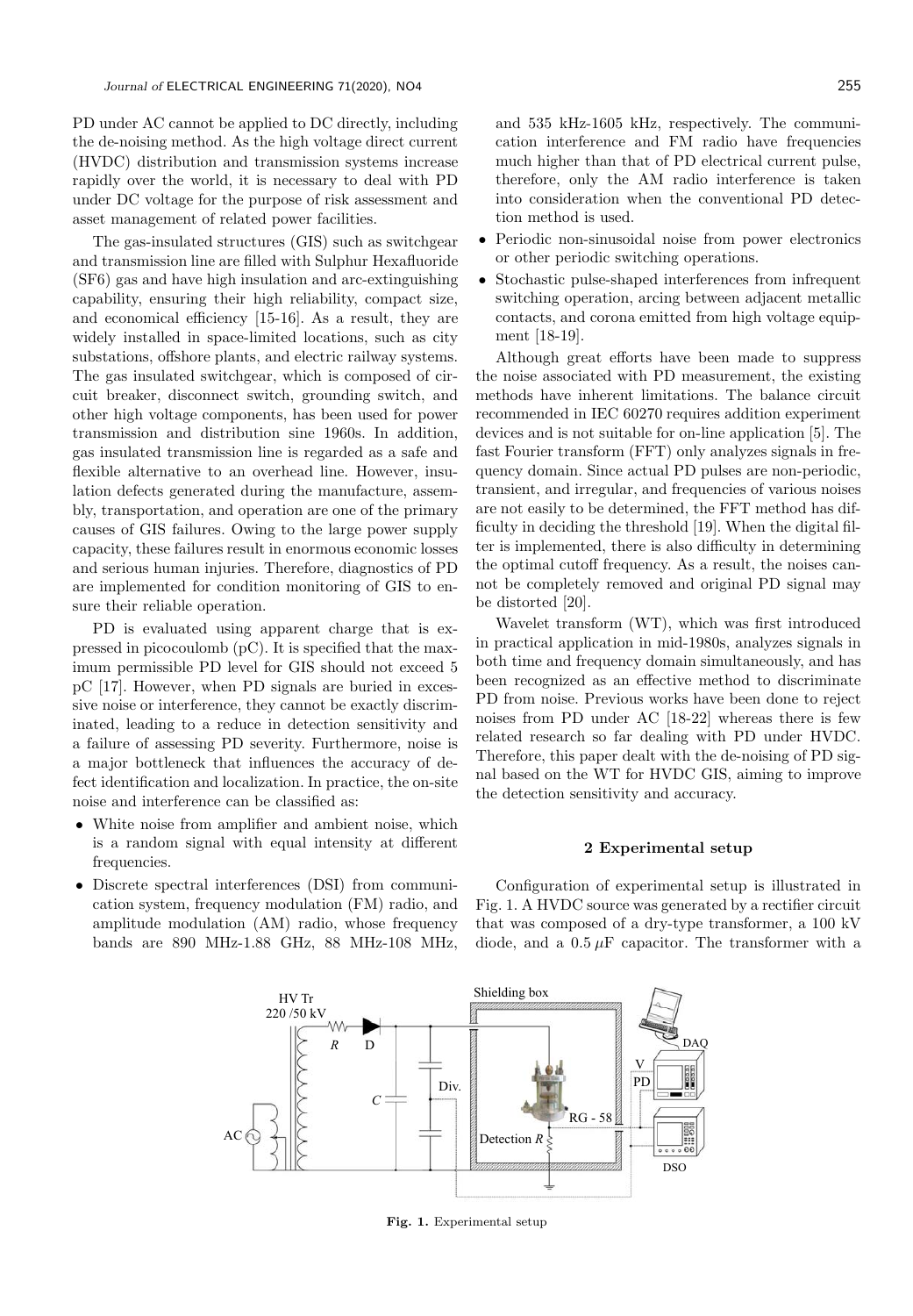PD under AC cannot be applied to DC directly, including the de-noising method. As the high voltage direct current (HVDC) distribution and transmission systems increase rapidly over the world, it is necessary to deal with PD under DC voltage for the purpose of risk assessment and asset management of related power facilities.

The gas-insulated structures (GIS) such as switchgear and transmission line are filled with Sulphur Hexafluoride (SF6) gas and have high insulation and arc-extinguishing capability, ensuring their high reliability, compact size, and economical efficiency [15-16]. As a result, they are widely installed in space-limited locations, such as city substations, offshore plants, and electric railway systems. The gas insulated switchgear, which is composed of circuit breaker, disconnect switch, grounding switch, and other high voltage components, has been used for power transmission and distribution sine 1960s. In addition, gas insulated transmission line is regarded as a safe and flexible alternative to an overhead line. However, insulation defects generated during the manufacture, assembly, transportation, and operation are one of the primary causes of GIS failures. Owing to the large power supply capacity, these failures result in enormous economic losses and serious human injuries. Therefore, diagnostics of PD are implemented for condition monitoring of GIS to ensure their reliable operation.

PD is evaluated using apparent charge that is expressed in picocoulomb (pC). It is specified that the maximum permissible PD level for GIS should not exceed 5 pC [17]. However, when PD signals are buried in excessive noise or interference, they cannot be exactly discriminated, leading to a reduce in detection sensitivity and a failure of assessing PD severity. Furthermore, noise is a major bottleneck that influences the accuracy of defect identification and localization. In practice, the on-site noise and interference can be classified as:

- White noise from amplifier and ambient noise, which is a random signal with equal intensity at different frequencies.
- Discrete spectral interferences (DSI) from communication system, frequency modulation (FM) radio, and amplitude modulation (AM) radio, whose frequency bands are 890 MHz-1.88 GHz, 88 MHz-108 MHz, and 535 kHz-1605 kHz, respectively. The communication interference and FM radio have frequencies much higher than that of PD electrical current pulse, therefore, only the AM radio interference is taken into consideration when the conventional PD detection method is used.
- Periodic non-sinusoidal noise from power electronics or other periodic switching operations.
- Stochastic pulse-shaped interferences from infrequent switching operation, arcing between adjacent metallic contacts, and corona emitted from high voltage equipment [18-19].

Although great efforts have been made to suppress the noise associated with PD measurement, the existing methods have inherent limitations. The balance circuit recommended in IEC 60270 requires addition experiment devices and is not suitable for on-line application [5]. The fast Fourier transform (FFT) only analyzes signals in frequency domain. Since actual PD pulses are non-periodic, transient, and irregular, and frequencies of various noises are not easily to be determined, the FFT method has difficulty in deciding the threshold [19]. When the digital filter is implemented, there is also difficulty in determining the optimal cutoff frequency. As a result, the noises cannot be completely removed and original PD signal may be distorted [20].

Wavelet transform (WT), which was first introduced in practical application in mid-1980s, analyzes signals in both time and frequency domain simultaneously, and has been recognized as an effective method to discriminate PD from noise. Previous works have been done to reject noises from PD under AC [18-22] whereas there is few related research so far dealing with PD under HVDC. Therefore, this paper dealt with the de-noising of PD signal based on the WT for HVDC GIS, aiming to improve the detection sensitivity and accuracy.

## 2 Experimental setup

Configuration of experimental setup is illustrated in Fig. 1. A HVDC source was generated by a rectifier circuit that was composed of a dry-type transformer, a 100 kV diode, and a 0.5 $\mu$F capacitor. The transformer with a

**Fig. 1.** Experimental setup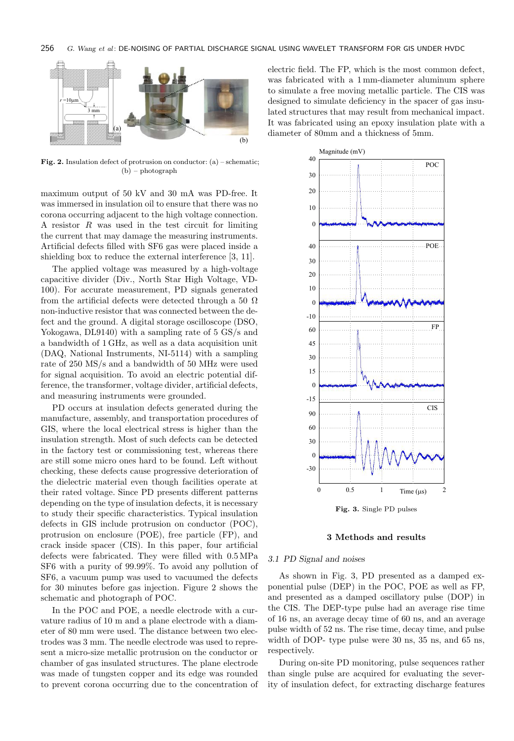Fig. 2. Insulation defect of protrusion on conductor: (a) – schematic; (b) – photograph

maximum output of 50 kV and 30 mA was PD-free. It was immersed in insulation oil to ensure that there was no corona occurring adjacent to the high voltage connection. A resistor $R$ was used in the test circuit for limiting the current that may damage the measuring instruments. Artificial defects filled with SF6 gas were placed inside a shielding box to reduce the external interference [3, 11].

The applied voltage was measured by a high-voltage capacitive divider (Div., North Star High Voltage, VD-100). For accurate measurement, PD signals generated from the artificial defects were detected through a 50 Ω non-inductive resistor that was connected between the defect and the ground. A digital storage oscilloscope (DSO, Yokogawa, DL9140) with a sampling rate of 5 GS/s and a bandwidth of 1 GHz, as well as a data acquisition unit (DAQ, National Instruments, NI-5114) with a sampling rate of 250 MS/s and a bandwidth of 50 MHz were used for signal acquisition. To avoid an electric potential difference, the transformer, voltage divider, artificial defects, and measuring instruments were grounded.

PD occurs at insulation defects generated during the manufacture, assembly, and transportation procedures of GIS, where the local electrical stress is higher than the insulation strength. Most of such defects can be detected in the factory test or commissioning test, whereas there are still some micro ones hard to be found. Left without checking, these defects cause progressive deterioration of the dielectric material even though facilities operate at their rated voltage. Since PD presents different patterns depending on the type of insulation defects, it is necessary to study their specific characteristics. Typical insulation defects in GIS include protrusion on conductor (POC), protrusion on enclosure (POE), free particle (FP), and crack inside spacer (CIS). In this paper, four artificial defects were fabricated. They were filled with 0.5 MPa SF6 with a purity of 99.99%. To avoid any pollution of SF6, a vacuum pump was used to vacuumed the defects for 30 minutes before gas injection. Figure 2 shows the schematic and photograph of POC.

In the POC and POE, a needle electrode with a curvature radius of 10 m and a plane electrode with a diameter of 80 mm were used. The distance between two electrodes was 3 mm. The needle electrode was used to represent a micro-size metallic protrusion on the conductor or chamber of gas insulated structures. The plane electrode was made of tungsten copper and its edge was rounded to prevent corona occurring due to the concentration of electric field. The FP, which is the most common defect, was fabricated with a 1 mm-diameter aluminum sphere to simulate a free moving metallic particle. The CIS was designed to simulate deficiency in the spacer of gas insulated structures that may result from mechanical impact. It was fabricated using an epoxy insulation plate with a diameter of 80mm and a thickness of 5mm.

Fig. 3. Single PD pulses

## 3 Methods and results

### 3.1 PD Signal and noises

As shown in Fig. 3, PD presented as a damped exponential pulse (DEP) in the POC, POE as well as FP, and presented as a damped oscillatory pulse (DOP) in the CIS. The DEP-type pulse had an average rise time of 16 ns, an average decay time of 60 ns, and an average pulse width of 52 ns. The rise time, decay time, and pulse width of DOP- type pulse were 30 ns, 35 ns, and 65 ns, respectively.

During on-site PD monitoring, pulse sequences rather than single pulse are acquired for evaluating the severity of insulation defect, for extracting discharge features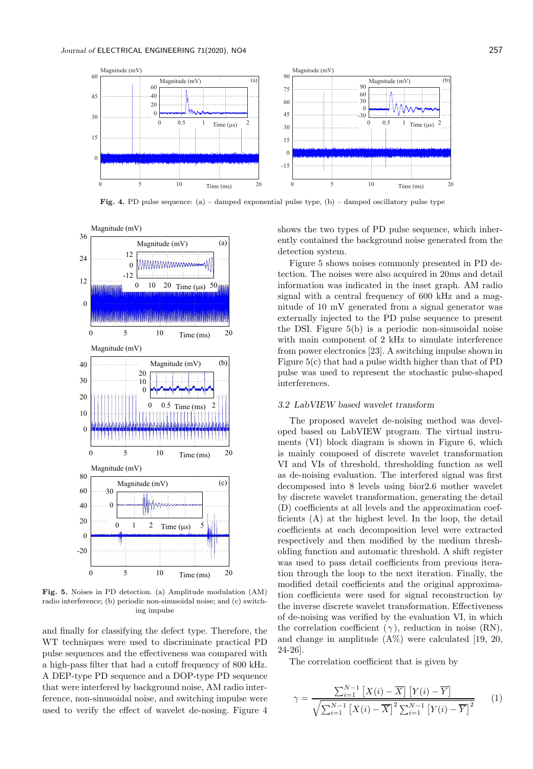Fig. 4. PD pulse sequence: (a) – damped exponential pulse type, (b) – damped oscillatory pulse type

Fig. 5. Noises in PD detection. (a) Amplitude modulation (AM) radio interference; (b) periodic non-sinusoidal noise; and (c) switching impulse

and finally for classifying the defect type. Therefore, the WT techniques were used to discriminate practical PD pulse sequences and the effectiveness was compared with a high-pass filter that had a cutoff frequency of 800 kHz. A DEP-type PD sequence and a DOP-type PD sequence that were interfered by background noise, AM radio interference, non-sinusoidal noise, and switching impulse were used to verify the effect of wavelet de-nosing. Figure 4 shows the two types of PD pulse sequence, which inherently contained the background noise generated from the detection system.

Figure 5 shows noises commonly presented in PD detection. The noises were also acquired in 20ms and detail information was indicated in the inset graph. AM radio signal with a central frequency of 600 kHz and a magnitude of 10 mV generated from a signal generator was externally injected to the PD pulse sequence to present the DSI. Figure 5(b) is a periodic non-sinusoidal noise with main component of 2 kHz to simulate interference from power electronics [23]. A switching impulse shown in Figure 5(c) that had a pulse width higher than that of PD pulse was used to represent the stochastic pulse-shaped interferences.

### 3.2 LabVIEW based wavelet transform

The proposed wavelet de-noising method was developed based on LabVIEW program. The virtual instruments (VI) block diagram is shown in Figure 6, which is mainly composed of discrete wavelet transformation VI and VIs of threshold, thresholding function as well as de-noising evaluation. The interfered signal was first decomposed into 8 levels using bior2.6 mother wavelet by discrete wavelet transformation, generating the detail (D) coefficients at all levels and the approximation coefficients (A) at the highest level. In the loop, the detail coefficients at each decomposition level were extracted respectively and then modified by the medium thresholding function and automatic threshold. A shift register was used to pass detail coefficients from previous iteration through the loop to the next iteration. Finally, the modified detail coefficients and the original approximation coefficients were used for signal reconstruction by the inverse discrete wavelet transformation. Effectiveness of de-noising was verified by the evaluation VI, in which the correlation coefficient ($\gamma$), reduction in noise (RN), and change in amplitude (A%) were calculated [19, 20, 24-26].

The correlation coefficient that is given by

$$\gamma = \frac{\sum_{i=1}^{N-1}\left[X(i)-\overline{X}\right]\left[Y(i)-\overline{Y}\right]}{\sqrt{\sum_{i=1}^{N-1}\left[X(i)-\overline{X}\right]^2\sum_{i=1}^{N-1}\left[Y(i)-\overline{Y}\right]^2}} \qquad (1)$$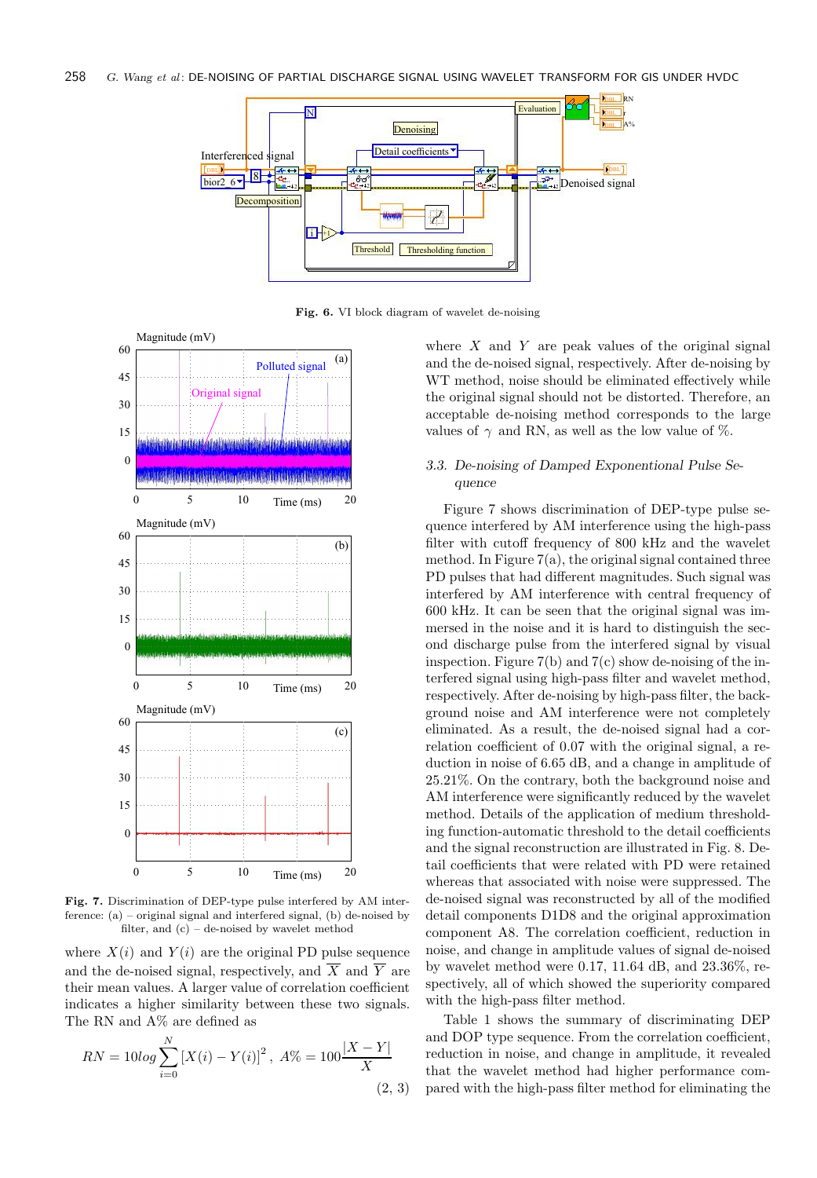**Fig. 6.** VI block diagram of wavelet de-noising

**Fig. 7.** Discrimination of DEP-type pulse interfered by AM interference: (a) – original signal and interfered signal, (b) de-noised by filter, and (c) – de-noised by wavelet method

where $X(i)$ and $Y(i)$ are the original PD pulse sequence and the de-noised signal, respectively, and $\overline{X}$ and $\overline{Y}$ are their mean values. A larger value of correlation coefficient indicates a higher similarity between these two signals. The RN and A% are defined as

$$RN = 10log\sum_{i=0}^{N}[X(i) - Y(i)]^2\,,\ A\% = 100\frac{|X - Y|}{X} \tag{2, 3}$$

where $X$ and $Y$ are peak values of the original signal and the de-noised signal, respectively. After de-noising by WT method, noise should be eliminated effectively while the original signal should not be distorted. Therefore, an acceptable de-noising method corresponds to the large values of $\gamma$ and RN, as well as the low value of %.

### 3.3. De-noising of Damped Exponentional Pulse Sequence

Figure 7 shows discrimination of DEP-type pulse sequence interfered by AM interference using the high-pass filter with cutoff frequency of 800 kHz and the wavelet method. In Figure 7(a), the original signal contained three PD pulses that had different magnitudes. Such signal was interfered by AM interference with central frequency of 600 kHz. It can be seen that the original signal was immersed in the noise and it is hard to distinguish the second discharge pulse from the interfered signal by visual inspection. Figure 7(b) and 7(c) show de-noising of the interfered signal using high-pass filter and wavelet method, respectively. After de-noising by high-pass filter, the background noise and AM interference were not completely eliminated. As a result, the de-noised signal had a correlation coefficient of 0.07 with the original signal, a reduction in noise of 6.65 dB, and a change in amplitude of 25.21%. On the contrary, both the background noise and AM interference were significantly reduced by the wavelet method. Details of the application of medium thresholding function-automatic threshold to the detail coefficients and the signal reconstruction are illustrated in Fig. 8. Detail coefficients that were related with PD were retained whereas that associated with noise were suppressed. The de-noised signal was reconstructed by all of the modified detail components D1D8 and the original approximation component A8. The correlation coefficient, reduction in noise, and change in amplitude values of signal de-noised by wavelet method were 0.17, 11.64 dB, and 23.36%, respectively, all of which showed the superiority compared with the high-pass filter method.

Table 1 shows the summary of discriminating DEP and DOP type pulse sequence. From the correlation coefficient, reduction in noise, and change in amplitude, it revealed that the wavelet method had higher performance compared with the high-pass filter method for eliminating the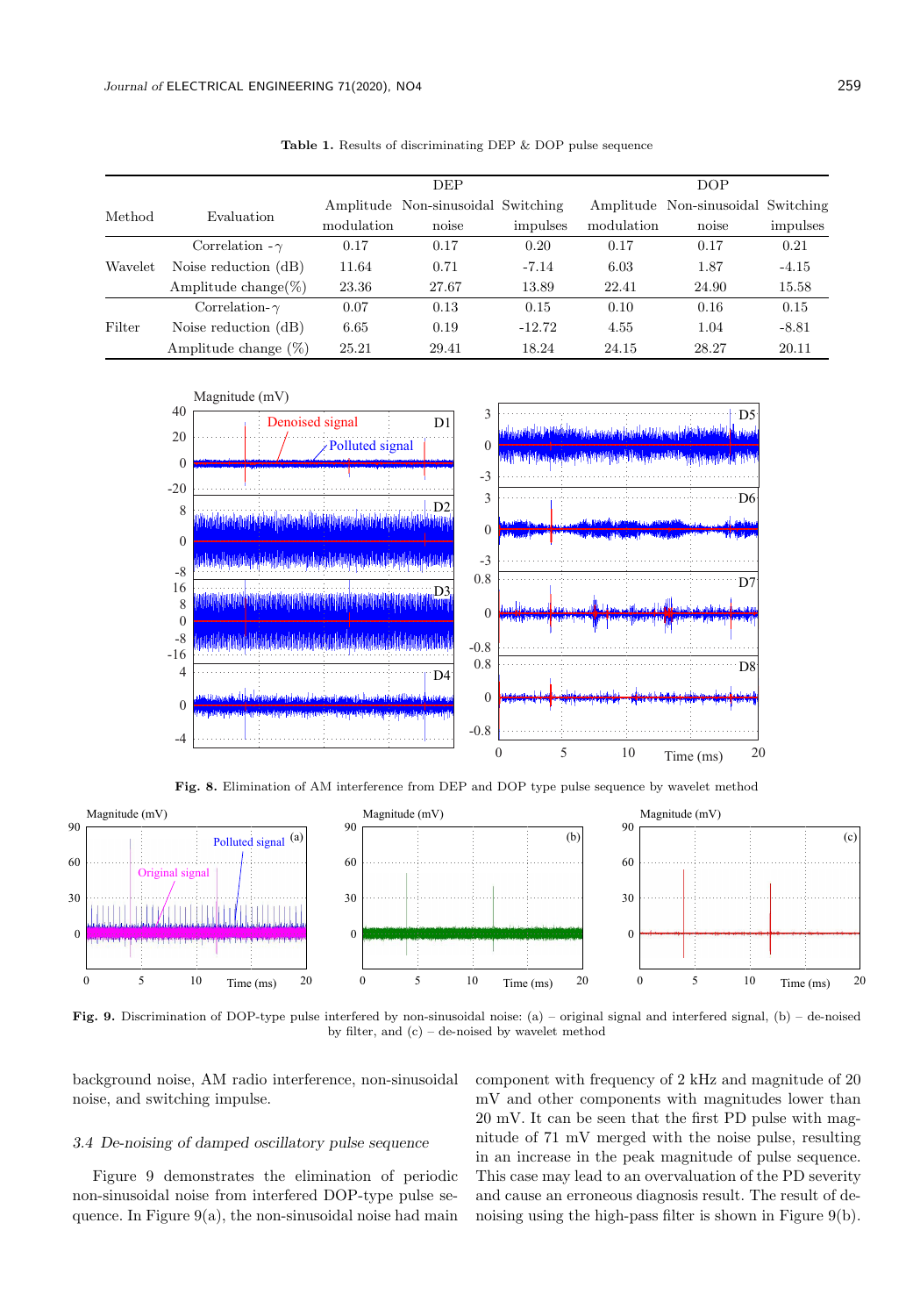**Table 1.** Results of discriminating DEP & DOP pulse sequence

| Method | Evaluation | DEP | | | DOP | | |
|---|---|---|---|---|---|---|---|
| | | Amplitude modulation | Non-sinusoidal noise | Switching impulses | Amplitude modulation | Non-sinusoidal noise | Switching impulses |
| Wavelet | Correlation - $\gamma$ | 0.17 | 0.17 | 0.20 | 0.17 | 0.17 | 0.21 |
| | Noise reduction (dB) | 11.64 | 0.71 | -7.14 | 6.03 | 1.87 | -4.15 |
| | Amplitude change(%) | 23.36 | 27.67 | 13.89 | 22.41 | 24.90 | 15.58 |
| Filter | Correlation- $\gamma$ | 0.07 | 0.13 | 0.15 | 0.10 | 0.16 | 0.15 |
| | Noise reduction (dB) | 6.65 | 0.19 | -12.72 | 4.55 | 1.04 | -8.81 |
| | Amplitude change (%) | 25.21 | 29.41 | 18.24 | 24.15 | 28.27 | 20.11 |

**Fig. 8.** Elimination of AM interference from DEP and DOP type pulse sequence by wavelet method

**Fig. 9.** Discrimination of DOP-type pulse interfered by non-sinusoidal noise: (a) – original signal and interfered signal, (b) – de-noised by filter, and (c) – de-noised by wavelet method

background noise, AM radio interference, non-sinusoidal noise, and switching impulse.

### 3.4 De-noising of damped oscillatory pulse sequence

Figure 9 demonstrates the elimination of periodic non-sinusoidal noise from interfered DOP-type pulse sequence. In Figure 9(a), the non-sinusoidal noise had main component with frequency of 2 kHz and magnitude of 20 mV and other components with magnitudes lower than 20 mV. It can be seen that the first PD pulse with magnitude of 71 mV merged with the noise pulse, resulting in an increase in the peak magnitude of pulse sequence. This case may lead to an overvaluation of the PD severity and cause an erroneous diagnosis result. The result of de-noising using the high-pass filter is shown in Figure 9(b).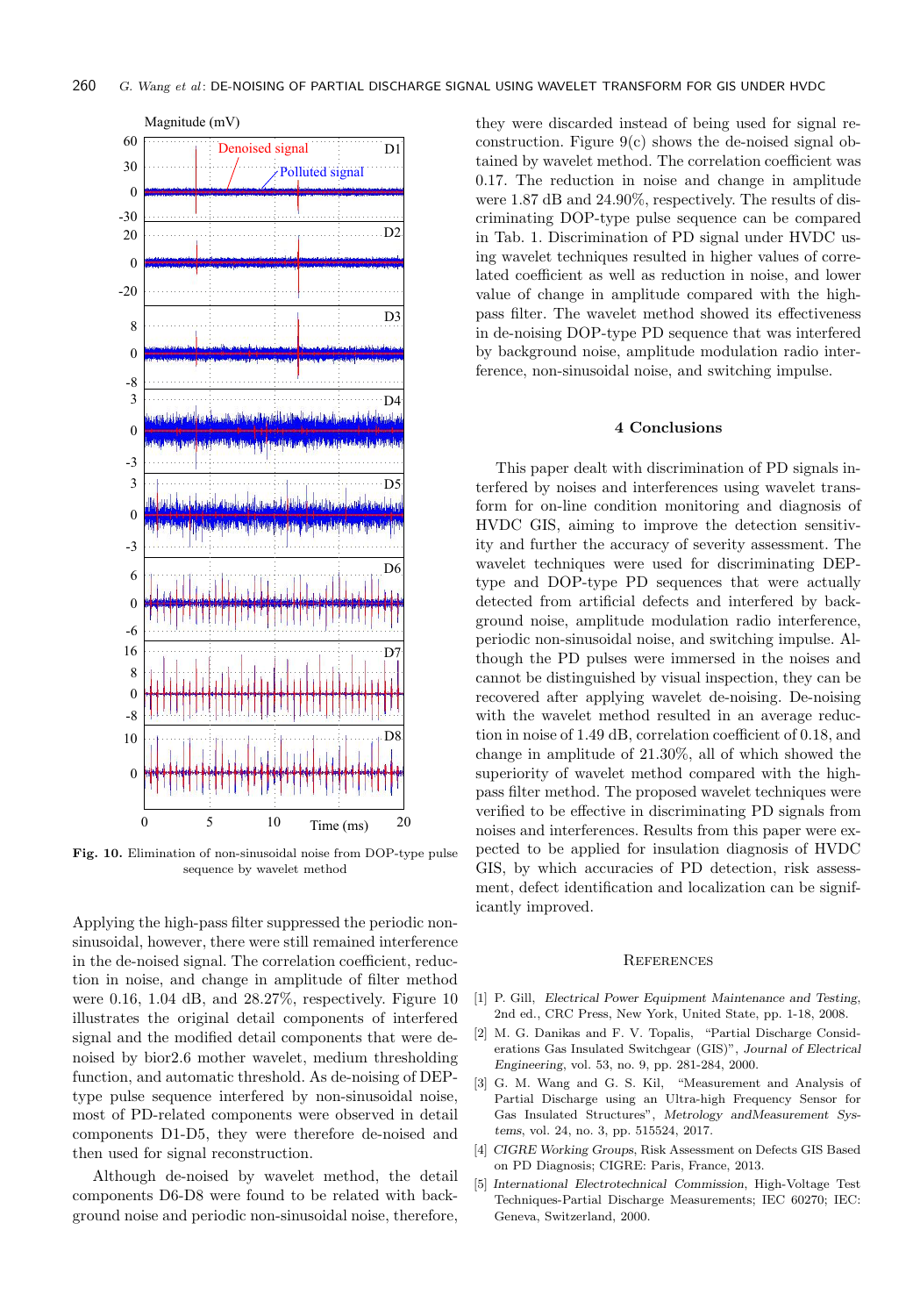Fig. 10. Elimination of non-sinusoidal noise from DOP-type pulse sequence by wavelet method

Applying the high-pass filter suppressed the periodic non-sinusoidal, however, there were still remained interference in the de-noised signal. The correlation coefficient, reduction in noise, and change in amplitude of filter method were 0.16, 1.04 dB, and 28.27%, respectively. Figure 10 illustrates the original detail components of interfered signal and the modified detail components that were de-noised by bior2.6 mother wavelet, medium thresholding function, and automatic threshold. As de-noising of DEP-type pulse sequence interfered by non-sinusoidal noise, most of PD-related components were observed in detail components D1-D5, they were therefore de-noised and then used for signal reconstruction.

Although de-noised by wavelet method, the detail components D6-D8 were found to be related with background noise and periodic non-sinusoidal noise, therefore, they were discarded instead of being used for signal reconstruction. Figure 9(c) shows the de-noised signal obtained by wavelet method. The correlation coefficient was 0.17. The reduction in noise and change in amplitude were 1.87 dB and 24.90%, respectively. The results of discriminating DOP-type pulse sequence can be compared in Tab. 1. Discrimination of PD signal under HVDC using wavelet techniques resulted in higher values of correlated coefficient as well as reduction in noise, and lower value of change in amplitude compared with the high-pass filter. The wavelet method showed its effectiveness in de-noising DOP-type PD sequence that was interfered by background noise, amplitude modulation radio interference, non-sinusoidal noise, and switching impulse.

## 4 Conclusions

This paper dealt with discrimination of PD signals interfered by noises and interferences using wavelet transform for on-line condition monitoring and diagnosis of HVDC GIS, aiming to improve the detection sensitivity and further the accuracy of severity assessment. The wavelet techniques were used for discriminating DEP-type and DOP-type PD sequences that were actually detected from artificial defects and interfered by background noise, amplitude modulation radio interference, periodic non-sinusoidal noise, and switching impulse. Although the PD pulses were immersed in the noises and cannot be distinguished by visual inspection, they can be recovered after applying wavelet de-noising. De-noising with the wavelet method resulted in an average reduction in noise of 1.49 dB, correlation coefficient of 0.18, and change in amplitude of 21.30%, all of which showed the superiority of wavelet method compared with the high-pass filter method. The proposed wavelet techniques were verified to be effective in discriminating PD signals from noises and interferences. Results from this paper were expected to be applied for insulation diagnosis of HVDC GIS, by which accuracies of PD detection, risk assessment, defect identification and localization can be significantly improved.

## References

[1] P. Gill, *Electrical Power Equipment Maintenance and Testing*, 2nd ed., CRC Press, New York, United State, pp. 1-18, 2008.

[2] M. G. Danikas and F. V. Topalis, "Partial Discharge Considerations Gas Insulated Switchgear (GIS)", *Journal of Electrical Engineering*, vol. 53, no. 9, pp. 281-284, 2000.

[3] G. M. Wang and G. S. Kil, "Measurement and Analysis of Partial Discharge using an Ultra-high Frequency Sensor for Gas Insulated Structures", *Metrology andMeasurement Systems*, vol. 24, no. 3, pp. 515524, 2017.

[4] *CIGRE Working Groups*, Risk Assessment on Defects GIS Based on PD Diagnosis; CIGRE: Paris, France, 2013.

[5] *International Electrotechnical Commission*, High-Voltage Test Techniques-Partial Discharge Measurements; IEC 60270; IEC: Geneva, Switzerland, 2000.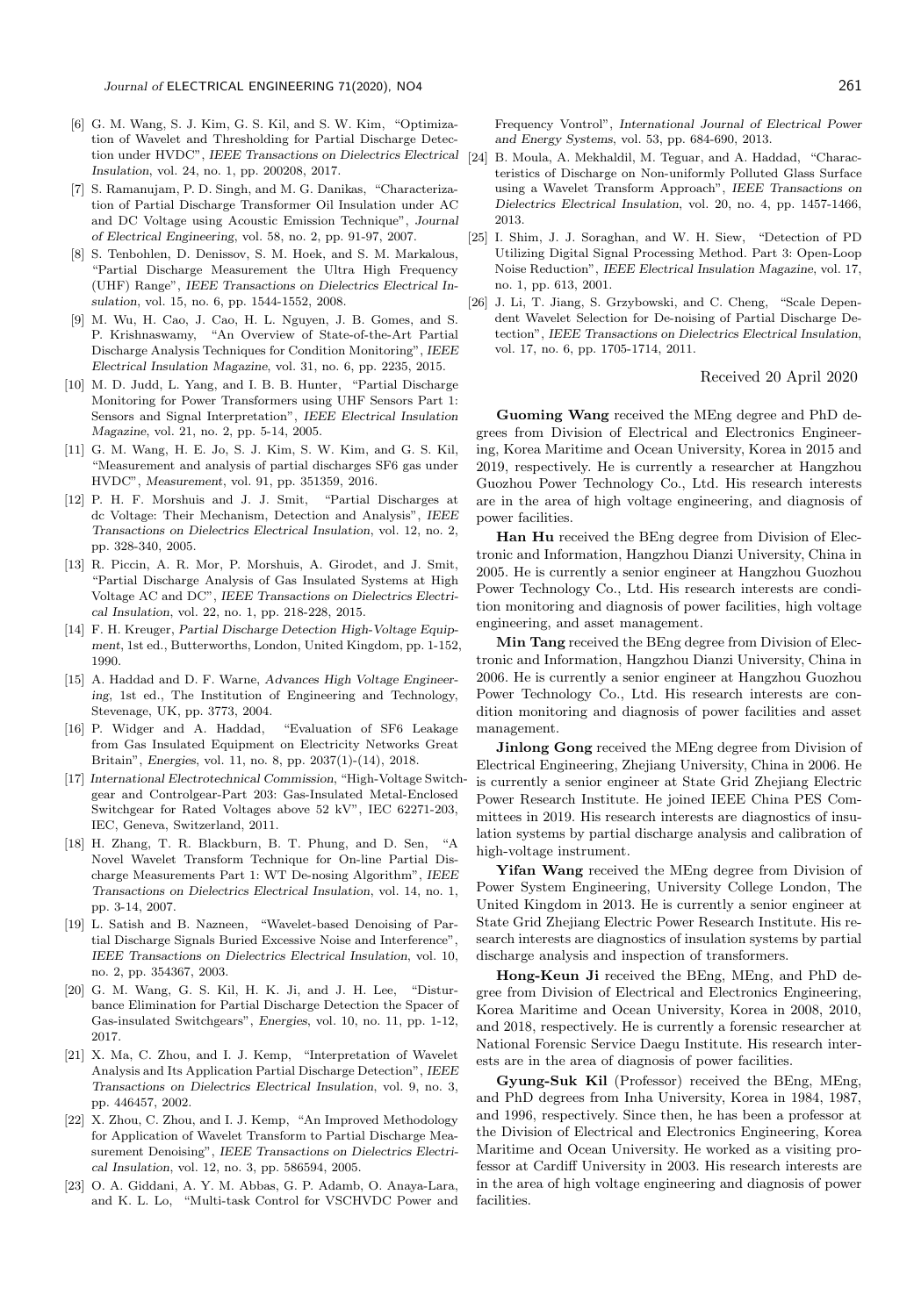[6] G. M. Wang, S. J. Kim, G. S. Kil, and S. W. Kim, "Optimization of Wavelet and Thresholding for Partial Discharge Detection under HVDC", *IEEE Transactions on Dielectrics Electrical Insulation*, vol. 24, no. 1, pp. 200208, 2017.

[7] S. Ramanujam, P. D. Singh, and M. G. Danikas, "Characterization of Partial Discharge Transformer Oil Insulation under AC and DC Voltage using Acoustic Emission Technique", *Journal of Electrical Engineering*, vol. 58, no. 2, pp. 91-97, 2007.

[8] S. Tenbohlen, D. Denissov, S. M. Hoek, and S. M. Markalous, "Partial Discharge Measurement the Ultra High Frequency (UHF) Range", *IEEE Transactions on Dielectrics Electrical Insulation*, vol. 15, no. 6, pp. 1544-1552, 2008.

[9] M. Wu, H. Cao, J. Cao, H. L. Nguyen, J. B. Gomes, and S. P. Krishnaswamy, "An Overview of State-of-the-Art Partial Discharge Analysis Techniques for Condition Monitoring", *IEEE Electrical Insulation Magazine*, vol. 31, no. 6, pp. 2235, 2015.

[10] M. D. Judd, L. Yang, and I. B. B. Hunter, "Partial Discharge Monitoring for Power Transformers using UHF Sensors Part 1: Sensors and Signal Interpretation", *IEEE Electrical Insulation Magazine*, vol. 21, no. 2, pp. 5-14, 2005.

[11] G. M. Wang, H. E. Jo, S. J. Kim, S. W. Kim, and G. S. Kil, "Measurement and analysis of partial discharges SF6 gas under HVDC", *Measurement*, vol. 91, pp. 351359, 2016.

[12] P. H. F. Morshuis and J. J. Smit, "Partial Discharges at dc Voltage: Their Mechanism, Detection and Analysis", *IEEE Transactions on Dielectrics Electrical Insulation*, vol. 12, no. 2, pp. 328-340, 2005.

[13] R. Piccin, A. R. Mor, P. Morshuis, A. Girodet, and J. Smit, "Partial Discharge Analysis of Gas Insulated Systems at High Voltage AC and DC", *IEEE Transactions on Dielectrics Electrical Insulation*, vol. 22, no. 1, pp. 218-228, 2015.

[14] F. H. Kreuger, *Partial Discharge Detection High-Voltage Equipment*, 1st ed., Butterworths, London, United Kingdom, pp. 1-152, 1990.

[15] A. Haddad and D. F. Warne, *Advances High Voltage Engineering*, 1st ed., The Institution of Engineering and Technology, Stevenage, UK, pp. 3773, 2004.

[16] P. Widger and A. Haddad, "Evaluation of SF6 Leakage from Gas Insulated Equipment on Electricity Networks Great Britain", *Energies*, vol. 11, no. 8, pp. 2037(1)-(14), 2018.

[17] *International Electrotechnical Commission*, "High-Voltage Switchgear and Controlgear-Part 203: Gas-Insulated Metal-Enclosed Switchgear for Rated Voltages above 52 kV", IEC 62271-203, IEC, Geneva, Switzerland, 2011.

[18] H. Zhang, T. R. Blackburn, B. T. Phung, and D. Sen, "A Novel Wavelet Transform Technique for On-line Partial Discharge Measurements Part 1: WT De-nosing Algorithm", *IEEE Transactions on Dielectrics Electrical Insulation*, vol. 14, no. 1, pp. 3-14, 2007.

[19] L. Satish and B. Nazneen, "Wavelet-based Denoising of Partial Discharge Signals Buried Excessive Noise and Interference", *IEEE Transactions on Dielectrics Electrical Insulation*, vol. 10, no. 2, pp. 354367, 2003.

[20] G. M. Wang, G. S. Kil, H. K. Ji, and J. H. Lee, "Disturbance Elimination for Partial Discharge Detection the Spacer of Gas-insulated Switchgears", *Energies*, vol. 10, no. 11, pp. 1-12, 2017.

[21] X. Ma, C. Zhou, and I. J. Kemp, "Interpretation of Wavelet Analysis and Its Application Partial Discharge Detection", *IEEE Transactions on Dielectrics Electrical Insulation*, vol. 9, no. 3, pp. 446457, 2002.

[22] X. Zhou, C. Zhou, and I. J. Kemp, "An Improved Methodology for Application of Wavelet Transform to Partial Discharge Measurement Denoising", *IEEE Transactions on Dielectrics Electrical Insulation*, vol. 12, no. 3, pp. 586594, 2005.

[23] O. A. Giddani, A. Y. M. Abbas, G. P. Adamb, O. Anaya-Lara, and K. L. Lo, "Multi-task Control for VSCHVDC Power and Frequency Vontrol", *International Journal of Electrical Power and Energy Systems*, vol. 53, pp. 684-690, 2013.

[24] B. Moula, A. Mekhaldil, M. Teguar, and A. Haddad, "Characteristics of Discharge on Non-uniformly Polluted Glass Surface using a Wavelet Transform Approach", *IEEE Transactions on Dielectrics Electrical Insulation*, vol. 20, no. 4, pp. 1457-1466, 2013.

[25] I. Shim, J. J. Soraghan, and W. H. Siew, "Detection of PD Utilizing Digital Signal Processing Method. Part 3: Open-Loop Noise Reduction", *IEEE Electrical Insulation Magazine*, vol. 17, no. 1, pp. 613, 2001.

[26] J. Li, T. Jiang, S. Grzybowski, and C. Cheng, "Scale Dependent Wavelet Selection for De-noising of Partial Discharge Detection", *IEEE Transactions on Dielectrics Electrical Insulation*, vol. 17, no. 6, pp. 1705-1714, 2011.

Received 20 April 2020

**Guoming Wang** received the MEng degree and PhD degrees from Division of Electrical and Electronics Engineering, Korea Maritime and Ocean University, Korea in 2015 and 2019, respectively. He is currently a researcher at Hangzhou Guozhou Power Technology Co., Ltd. His research interests are in the area of high voltage engineering, and diagnosis of power facilities.

**Han Hu** received the BEng degree from Division of Electronic and Information, Hangzhou Dianzi University, China in 2005. He is currently a senior engineer at Hangzhou Guozhou Power Technology Co., Ltd. His research interests are condition monitoring and diagnosis of power facilities, high voltage engineering, and asset management.

**Min Tang** received the BEng degree from Division of Electronic and Information, Hangzhou Dianzi University, China in 2006. He is currently a senior engineer at Hangzhou Guozhou Power Technology Co., Ltd. His research interests are condition monitoring and diagnosis of power facilities and asset management.

**Jinlong Gong** received the MEng degree from Division of Electrical Engineering, Zhejiang University, China in 2006. He is currently a senior engineer at State Grid Zhejiang Electric Power Research Institute. He joined IEEE China PES Committees in 2019. His research interests are diagnostics of insulation systems by partial discharge analysis and calibration of high-voltage instrument.

**Yifan Wang** received the MEng degree from Division of Power System Engineering, University College London, The United Kingdom in 2013. He is currently a senior engineer at State Grid Zhejiang Electric Power Research Institute. His research interests are diagnostics of insulation systems by partial discharge analysis and inspection of transformers.

**Hong-Keun Ji** received the BEng, MEng, and PhD degree from Division of Electrical and Electronics Engineering, Korea Maritime and Ocean University, Korea in 2008, 2010, and 2018, respectively. He is currently a forensic researcher at National Forensic Service Daegu Institute. His research interests are in the area of diagnosis of power facilities.

**Gyung-Suk Kil** (Professor) received the BEng, MEng, and PhD degrees from Inha University, Korea in 1984, 1987, and 1996, respectively. Since then, he has been a professor at the Division of Electrical and Electronics Engineering, Korea Maritime and Ocean University. He worked as a visiting professor at Cardiff University in 2003. His research interests are in the area of high voltage engineering and diagnosis of power facilities.